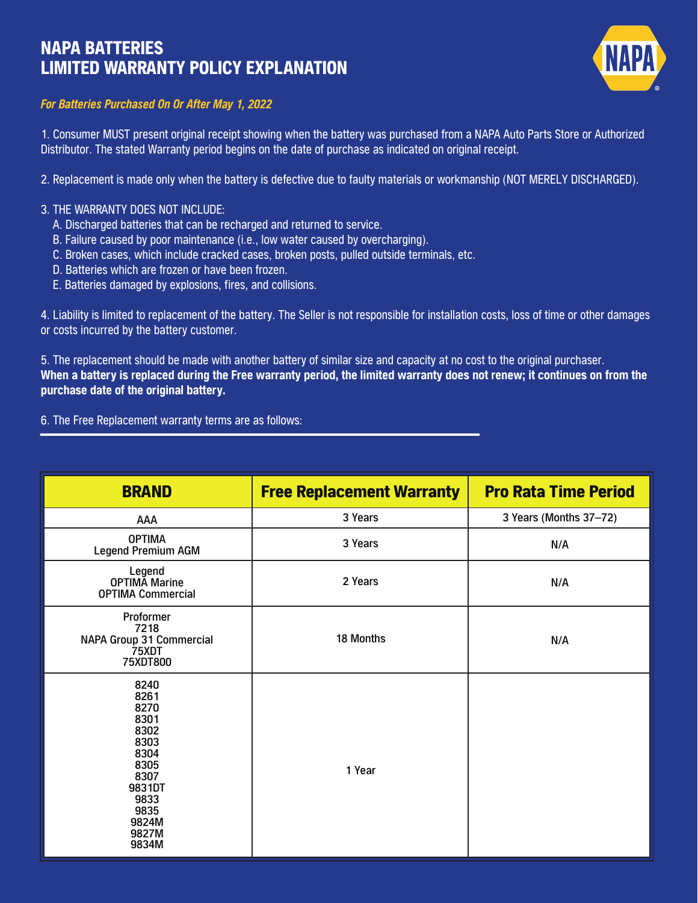# NAPA BATTERIES
# LIMITED WARRANTY POLICY EXPLANATION

***For Batteries Purchased On Or After May 1, 2022***

1. Consumer MUST present original receipt showing when the battery was purchased from a NAPA Auto Parts Store or Authorized Distributor. The stated Warranty period begins on the date of purchase as indicated on original receipt.

2. Replacement is made only when the battery is defective due to faulty materials or workmanship (NOT MERELY DISCHARGED).

3. THE WARRANTY DOES NOT INCLUDE:
   A. Discharged batteries that can be recharged and returned to service.
   B. Failure caused by poor maintenance (i.e., low water caused by overcharging).
   C. Broken cases, which include cracked cases, broken posts, pulled outside terminals, etc.
   D. Batteries which are frozen or have been frozen.
   E. Batteries damaged by explosions, fires, and collisions.

4. Liability is limited to replacement of the battery. The Seller is not responsible for installation costs, loss of time or other damages or costs incurred by the battery customer.

5. The replacement should be made with another battery of similar size and capacity at no cost to the original purchaser.
**When a battery is replaced during the Free warranty period, the limited warranty does not renew; it continues on from the purchase date of the original battery.**

6. The Free Replacement warranty terms are as follows:

| BRAND | Free Replacement Warranty | Pro Rata Time Period |
|---|---|---|
| AAA | 3 Years | 3 Years (Months 37–72) |
| OPTIMA<br>Legend Premium AGM | 3 Years | N/A |
| Legend<br>OPTIMA Marine<br>OPTIMA Commercial | 2 Years | N/A |
| Proformer<br>7218<br>NAPA Group 31 Commercial<br>75XDT<br>75XDT800 | 18 Months | N/A |
| 8240<br>8261<br>8270<br>8301<br>8302<br>8303<br>8304<br>8305<br>8307<br>9831DT<br>9833<br>9835<br>9824M<br>9827M<br>9834M | 1 Year | |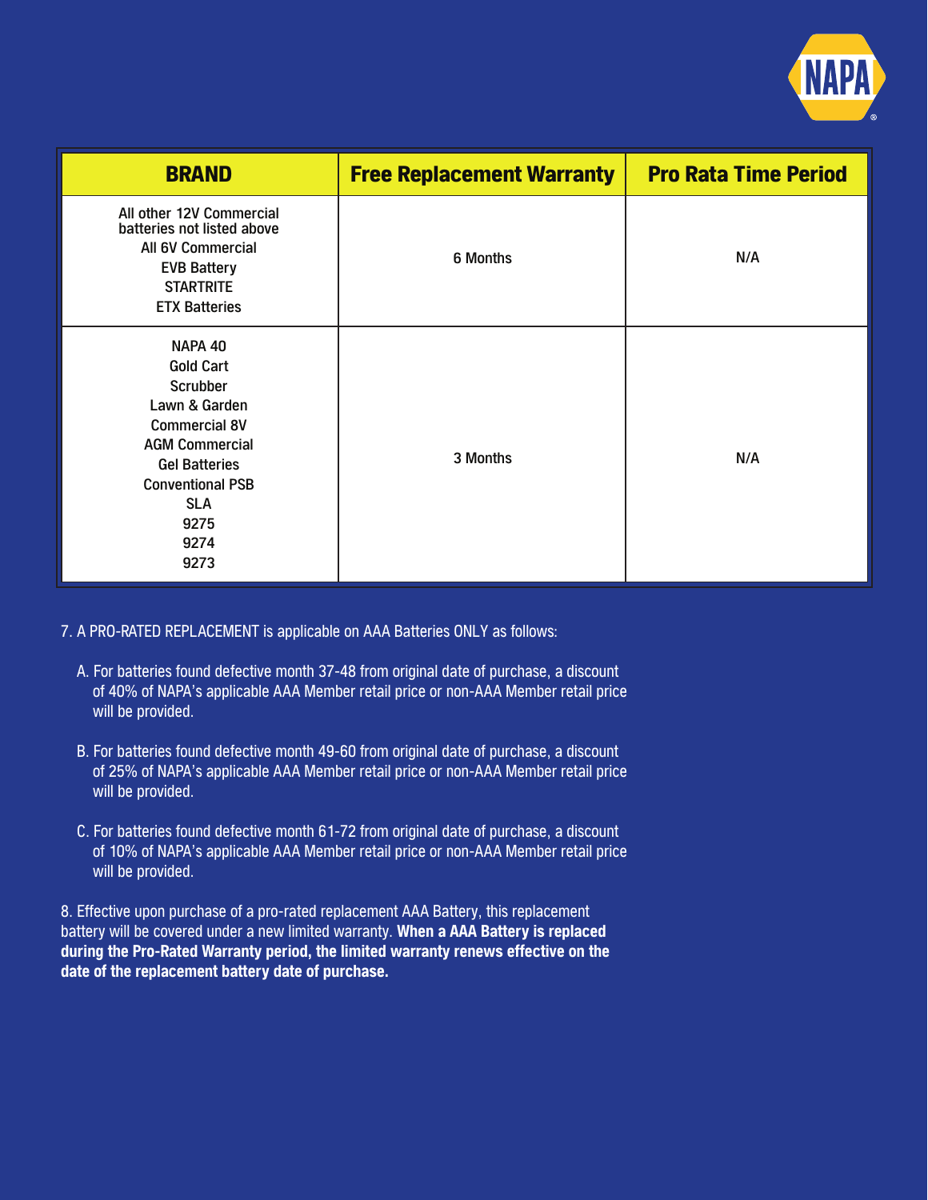| BRAND | Free Replacement Warranty | Pro Rata Time Period |
|---|---|---|
| All other 12V Commercial batteries not listed above<br>All 6V Commercial<br>EVB Battery<br>STARTRITE<br>ETX Batteries | 6 Months | N/A |
| NAPA 40<br>Gold Cart<br>Scrubber<br>Lawn & Garden<br>Commercial 8V<br>AGM Commercial<br>Gel Batteries<br>Conventional PSB<br>SLA<br>9275<br>9274<br>9273 | 3 Months | N/A |

7. A PRO-RATED REPLACEMENT is applicable on AAA Batteries ONLY as follows:

   A. For batteries found defective month 37-48 from original date of purchase, a discount of 40% of NAPA's applicable AAA Member retail price or non-AAA Member retail price will be provided.

   B. For batteries found defective month 49-60 from original date of purchase, a discount of 25% of NAPA's applicable AAA Member retail price or non-AAA Member retail price will be provided.

   C. For batteries found defective month 61-72 from original date of purchase, a discount of 10% of NAPA's applicable AAA Member retail price or non-AAA Member retail price will be provided.

8. Effective upon purchase of a pro-rated replacement AAA Battery, this replacement battery will be covered under a new limited warranty. **When a AAA Battery is replaced during the Pro-Rated Warranty period, the limited warranty renews effective on the date of the replacement battery date of purchase.**